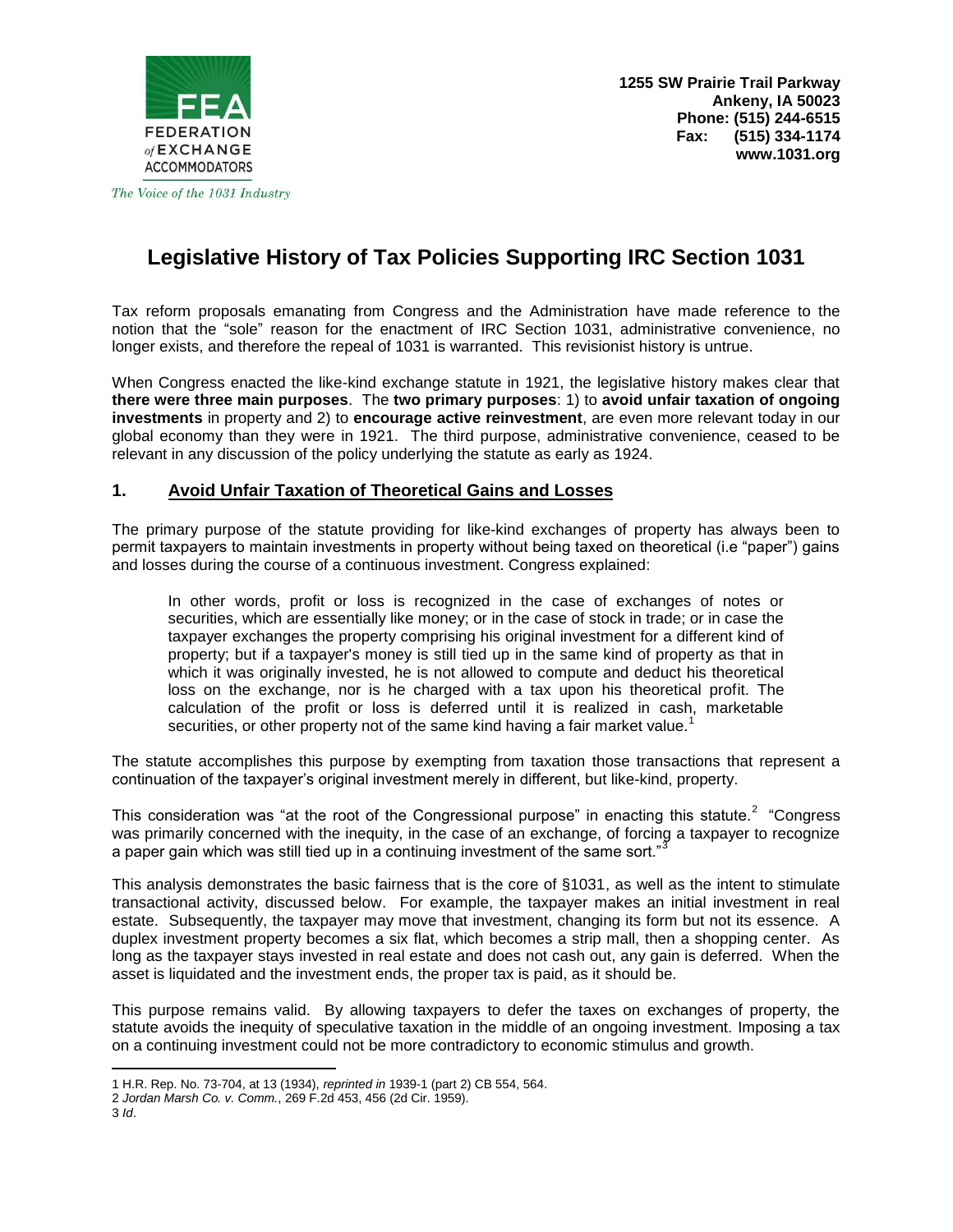FEDERATION of EXCHANGE ACCOMMODATORS

*The Voice of the 1031 Industry*

**1255 SW Prairie Trail Parkway**
**Ankeny, IA 50023**
**Phone: (515) 244-6515**
**Fax: (515) 334-1174**
**www.1031.org**

# Legislative History of Tax Policies Supporting IRC Section 1031

Tax reform proposals emanating from Congress and the Administration have made reference to the notion that the "sole" reason for the enactment of IRC Section 1031, administrative convenience, no longer exists, and therefore the repeal of 1031 is warranted. This revisionist history is untrue.

When Congress enacted the like-kind exchange statute in 1921, the legislative history makes clear that **there were three main purposes**. The **two primary purposes**: 1) to **avoid unfair taxation of ongoing investments** in property and 2) to **encourage active reinvestment**, are even more relevant today in our global economy than they were in 1921. The third purpose, administrative convenience, ceased to be relevant in any discussion of the policy underlying the statute as early as 1924.

## 1. Avoid Unfair Taxation of Theoretical Gains and Losses

The primary purpose of the statute providing for like-kind exchanges of property has always been to permit taxpayers to maintain investments in property without being taxed on theoretical (i.e "paper") gains and losses during the course of a continuous investment. Congress explained:

> In other words, profit or loss is recognized in the case of exchanges of notes or securities, which are essentially like money; or in the case of stock in trade; or in case the taxpayer exchanges the property comprising his original investment for a different kind of property; but if a taxpayer's money is still tied up in the same kind of property as that in which it was originally invested, he is not allowed to compute and deduct his theoretical loss on the exchange, nor is he charged with a tax upon his theoretical profit. The calculation of the profit or loss is deferred until it is realized in cash, marketable securities, or other property not of the same kind having a fair market value.[1]

The statute accomplishes this purpose by exempting from taxation those transactions that represent a continuation of the taxpayer's original investment merely in different, but like-kind, property.

This consideration was "at the root of the Congressional purpose" in enacting this statute.[2] "Congress was primarily concerned with the inequity, in the case of an exchange, of forcing a taxpayer to recognize a paper gain which was still tied up in a continuing investment of the same sort."[3]

This analysis demonstrates the basic fairness that is the core of §1031, as well as the intent to stimulate transactional activity, discussed below. For example, the taxpayer makes an initial investment in real estate. Subsequently, the taxpayer may move that investment, changing its form but not its essence. A duplex investment property becomes a six flat, which becomes a strip mall, then a shopping center. As long as the taxpayer stays invested in real estate and does not cash out, any gain is deferred. When the asset is liquidated and the investment ends, the proper tax is paid, as it should be.

This purpose remains valid. By allowing taxpayers to defer the taxes on exchanges of property, the statute avoids the inequity of speculative taxation in the middle of an ongoing investment. Imposing a tax on a continuing investment could not be more contradictory to economic stimulus and growth.

---

1 H.R. Rep. No. 73-704, at 13 (1934), *reprinted in* 1939-1 (part 2) CB 554, 564.
2 *Jordan Marsh Co. v. Comm.*, 269 F.2d 453, 456 (2d Cir. 1959).
3 *Id*.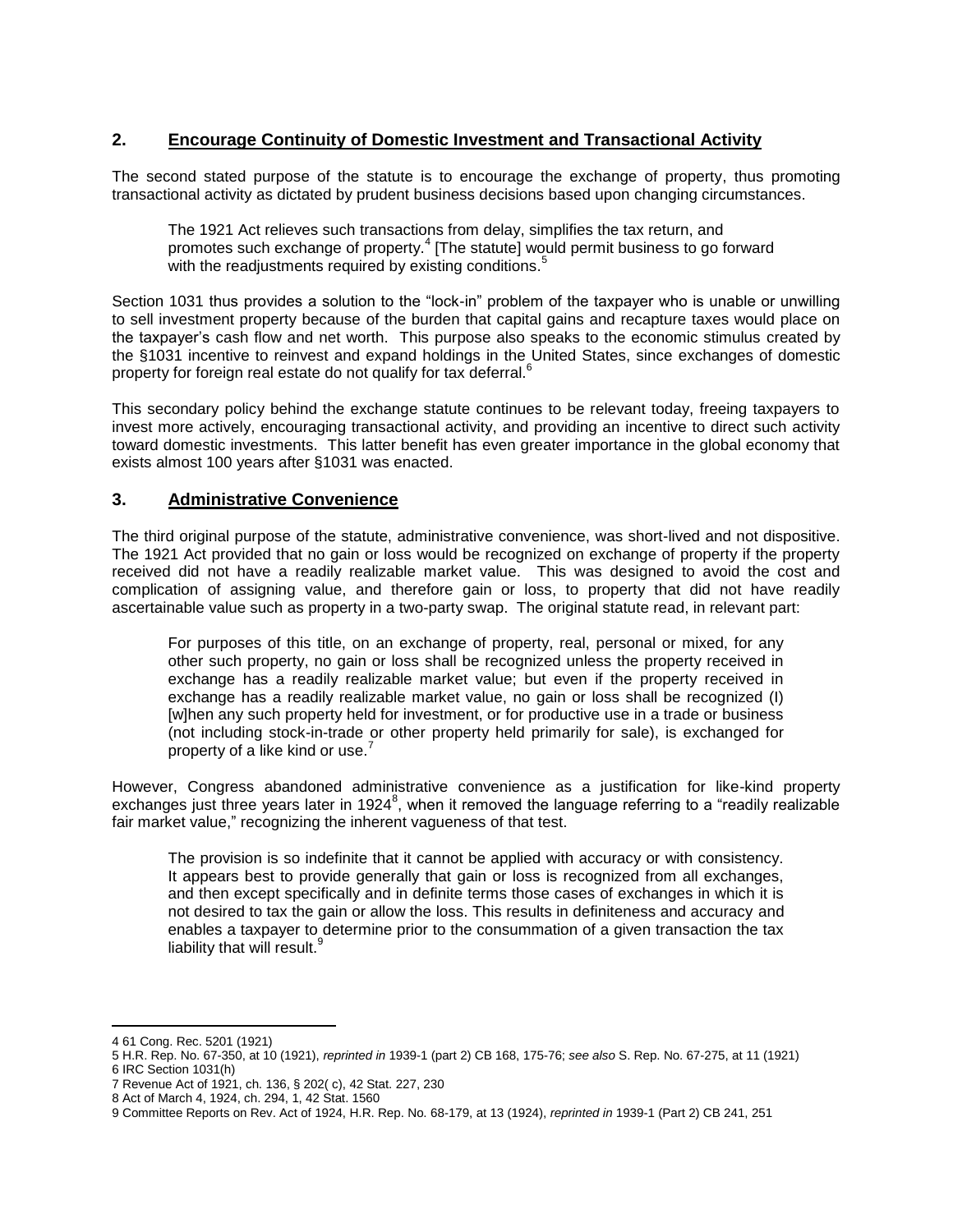## 2. Encourage Continuity of Domestic Investment and Transactional Activity

The second stated purpose of the statute is to encourage the exchange of property, thus promoting transactional activity as dictated by prudent business decisions based upon changing circumstances.

> The 1921 Act relieves such transactions from delay, simplifies the tax return, and promotes such exchange of property.[4] [The statute] would permit business to go forward with the readjustments required by existing conditions.[5]

Section 1031 thus provides a solution to the "lock-in" problem of the taxpayer who is unable or unwilling to sell investment property because of the burden that capital gains and recapture taxes would place on the taxpayer's cash flow and net worth. This purpose also speaks to the economic stimulus created by the §1031 incentive to reinvest and expand holdings in the United States, since exchanges of domestic property for foreign real estate do not qualify for tax deferral.[6]

This secondary policy behind the exchange statute continues to be relevant today, freeing taxpayers to invest more actively, encouraging transactional activity, and providing an incentive to direct such activity toward domestic investments. This latter benefit has even greater importance in the global economy that exists almost 100 years after §1031 was enacted.

## 3. Administrative Convenience

The third original purpose of the statute, administrative convenience, was short-lived and not dispositive. The 1921 Act provided that no gain or loss would be recognized on exchange of property if the property received did not have a readily realizable market value. This was designed to avoid the cost and complication of assigning value, and therefore gain or loss, to property that did not have readily ascertainable value such as property in a two-party swap. The original statute read, in relevant part:

> For purposes of this title, on an exchange of property, real, personal or mixed, for any other such property, no gain or loss shall be recognized unless the property received in exchange has a readily realizable market value; but even if the property received in exchange has a readily realizable market value, no gain or loss shall be recognized (I) [w]hen any such property held for investment, or for productive use in a trade or business (not including stock-in-trade or other property held primarily for sale), is exchanged for property of a like kind or use.[7]

However, Congress abandoned administrative convenience as a justification for like-kind property exchanges just three years later in 1924[8], when it removed the language referring to a "readily realizable fair market value," recognizing the inherent vagueness of that test.

> The provision is so indefinite that it cannot be applied with accuracy or with consistency. It appears best to provide generally that gain or loss is recognized from all exchanges, and then except specifically and in definite terms those cases of exchanges in which it is not desired to tax the gain or allow the loss. This results in definiteness and accuracy and enables a taxpayer to determine prior to the consummation of a given transaction the tax liability that will result.[9]

---

4 61 Cong. Rec. 5201 (1921)
5 H.R. Rep. No. 67-350, at 10 (1921), *reprinted in* 1939-1 (part 2) CB 168, 175-76; *see also* S. Rep. No. 67-275, at 11 (1921)
6 IRC Section 1031(h)
7 Revenue Act of 1921, ch. 136, § 202( c), 42 Stat. 227, 230
8 Act of March 4, 1924, ch. 294, 1, 42 Stat. 1560
9 Committee Reports on Rev. Act of 1924, H.R. Rep. No. 68-179, at 13 (1924), *reprinted in* 1939-1 (Part 2) CB 241, 251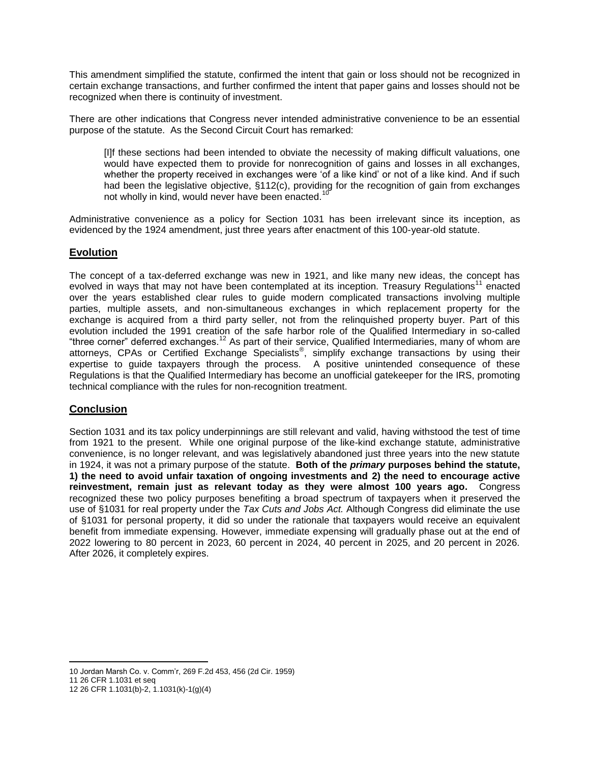This amendment simplified the statute, confirmed the intent that gain or loss should not be recognized in certain exchange transactions, and further confirmed the intent that paper gains and losses should not be recognized when there is continuity of investment.

There are other indications that Congress never intended administrative convenience to be an essential purpose of the statute. As the Second Circuit Court has remarked:

> [I]f these sections had been intended to obviate the necessity of making difficult valuations, one would have expected them to provide for nonrecognition of gains and losses in all exchanges, whether the property received in exchanges were 'of a like kind' or not of a like kind. And if such had been the legislative objective, §112(c), providing for the recognition of gain from exchanges not wholly in kind, would never have been enacted.[10]

Administrative convenience as a policy for Section 1031 has been irrelevant since its inception, as evidenced by the 1924 amendment, just three years after enactment of this 100-year-old statute.

## Evolution

The concept of a tax-deferred exchange was new in 1921, and like many new ideas, the concept has evolved in ways that may not have been contemplated at its inception. Treasury Regulations[11] enacted over the years established clear rules to guide modern complicated transactions involving multiple parties, multiple assets, and non-simultaneous exchanges in which replacement property for the exchange is acquired from a third party seller, not from the relinquished property buyer. Part of this evolution included the 1991 creation of the safe harbor role of the Qualified Intermediary in so-called "three corner" deferred exchanges.[12] As part of their service, Qualified Intermediaries, many of whom are attorneys, CPAs or Certified Exchange Specialists®, simplify exchange transactions by using their expertise to guide taxpayers through the process. A positive unintended consequence of these Regulations is that the Qualified Intermediary has become an unofficial gatekeeper for the IRS, promoting technical compliance with the rules for non-recognition treatment.

## Conclusion

Section 1031 and its tax policy underpinnings are still relevant and valid, having withstood the test of time from 1921 to the present. While one original purpose of the like-kind exchange statute, administrative convenience, is no longer relevant, and was legislatively abandoned just three years into the new statute in 1924, it was not a primary purpose of the statute. **Both of the *primary* purposes behind the statute, 1) the need to avoid unfair taxation of ongoing investments and 2) the need to encourage active reinvestment, remain just as relevant today as they were almost 100 years ago.** Congress recognized these two policy purposes benefiting a broad spectrum of taxpayers when it preserved the use of §1031 for real property under the *Tax Cuts and Jobs Act.* Although Congress did eliminate the use of §1031 for personal property, it did so under the rationale that taxpayers would receive an equivalent benefit from immediate expensing. However, immediate expensing will gradually phase out at the end of 2022 lowering to 80 percent in 2023, 60 percent in 2024, 40 percent in 2025, and 20 percent in 2026. After 2026, it completely expires.

---

10 Jordan Marsh Co. v. Comm'r, 269 F.2d 453, 456 (2d Cir. 1959)

11 26 CFR 1.1031 et seq

12 26 CFR 1.1031(b)-2, 1.1031(k)-1(g)(4)